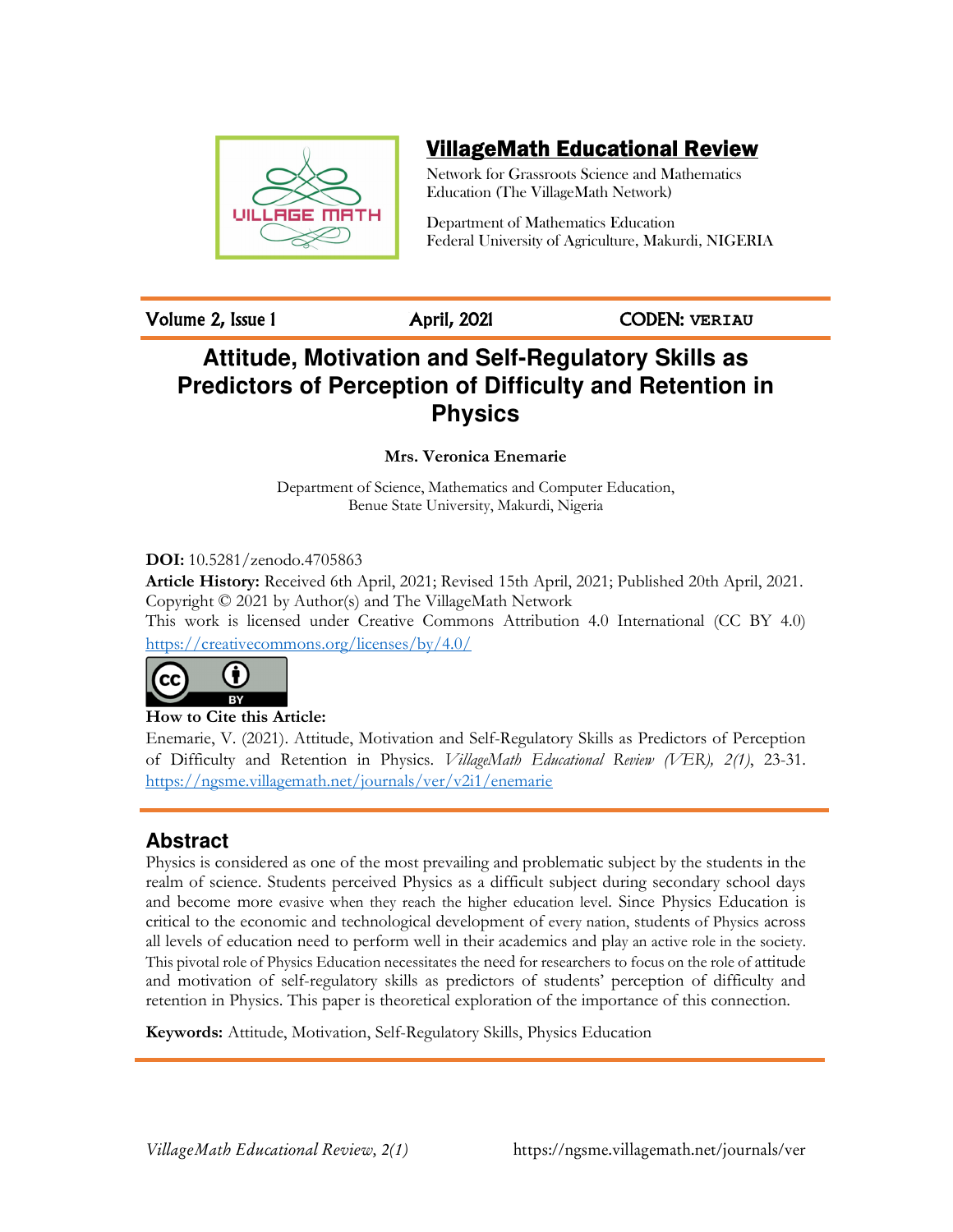# VillageMath Educational Review

Network for Grassroots Science and Mathematics Education (The VillageMath Network)

Department of Mathematics Education
Federal University of Agriculture, Makurdi, NIGERIA

Volume 2, Issue 1 | April, 2021 | CODEN: VERIAU

## Attitude, Motivation and Self-Regulatory Skills as Predictors of Perception of Difficulty and Retention in Physics

**Mrs. Veronica Enemarie**

Department of Science, Mathematics and Computer Education,
Benue State University, Makurdi, Nigeria

**DOI:** 10.5281/zenodo.4705863

**Article History:** Received 6th April, 2021; Revised 15th April, 2021; Published 20th April, 2021.

Copyright © 2021 by Author(s) and The VillageMath Network

This work is licensed under Creative Commons Attribution 4.0 International (CC BY 4.0) https://creativecommons.org/licenses/by/4.0/

**How to Cite this Article:**

Enemarie, V. (2021). Attitude, Motivation and Self-Regulatory Skills as Predictors of Perception of Difficulty and Retention in Physics. *VillageMath Educational Review (VER), 2(1)*, 23-31. https://ngsme.villagemath.net/journals/ver/v2i1/enemarie

## Abstract

Physics is considered as one of the most prevailing and problematic subject by the students in the realm of science. Students perceived Physics as a difficult subject during secondary school days and become more evasive when they reach the higher education level. Since Physics Education is critical to the economic and technological development of every nation, students of Physics across all levels of education need to perform well in their academics and play an active role in the society. This pivotal role of Physics Education necessitates the need for researchers to focus on the role of attitude and motivation of self-regulatory skills as predictors of students' perception of difficulty and retention in Physics. This paper is theoretical exploration of the importance of this connection.

**Keywords:** Attitude, Motivation, Self-Regulatory Skills, Physics Education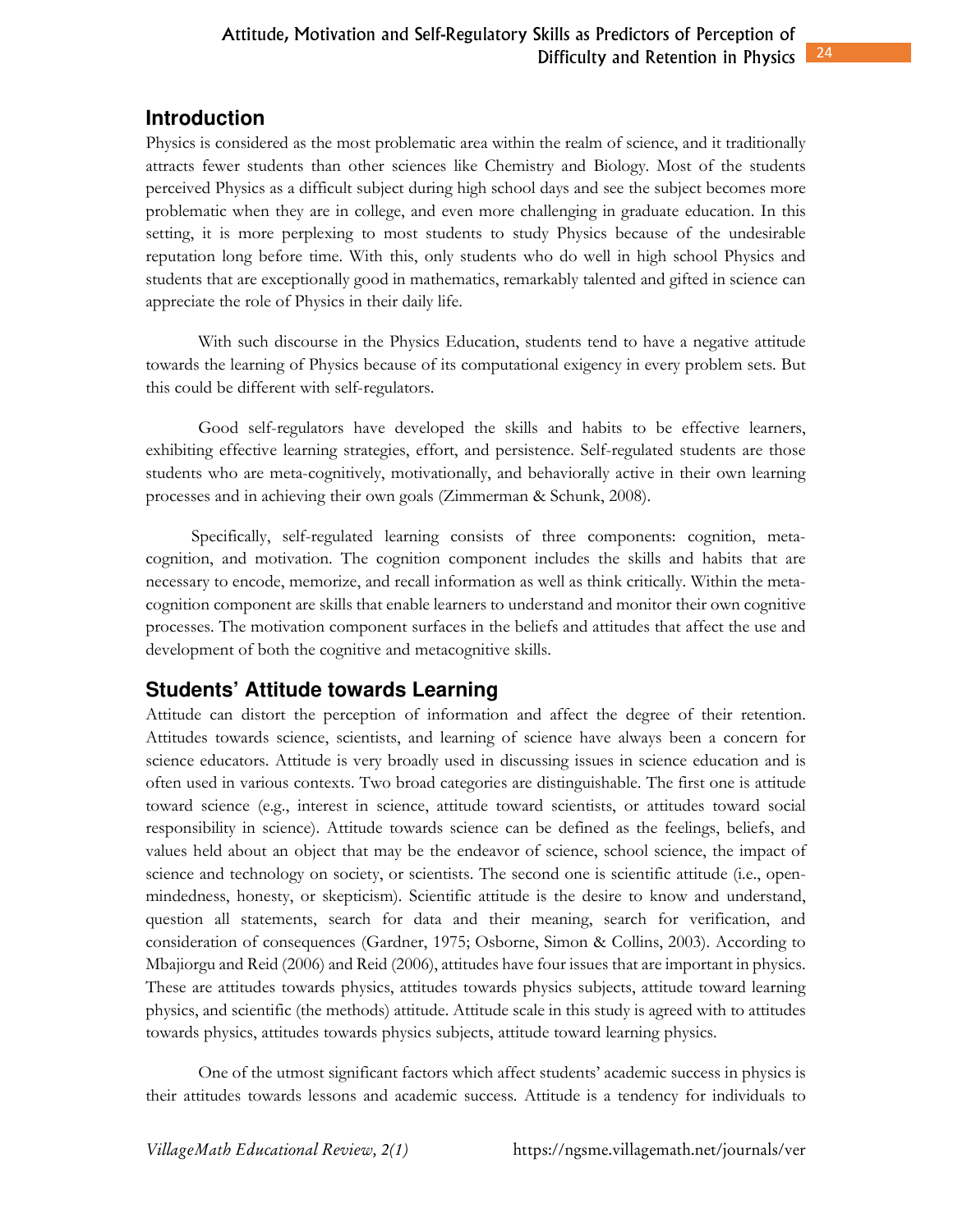## Introduction

Physics is considered as the most problematic area within the realm of science, and it traditionally attracts fewer students than other sciences like Chemistry and Biology. Most of the students perceived Physics as a difficult subject during high school days and see the subject becomes more problematic when they are in college, and even more challenging in graduate education. In this setting, it is more perplexing to most students to study Physics because of the undesirable reputation long before time. With this, only students who do well in high school Physics and students that are exceptionally good in mathematics, remarkably talented and gifted in science can appreciate the role of Physics in their daily life.

With such discourse in the Physics Education, students tend to have a negative attitude towards the learning of Physics because of its computational exigency in every problem sets. But this could be different with self-regulators.

Good self-regulators have developed the skills and habits to be effective learners, exhibiting effective learning strategies, effort, and persistence. Self-regulated students are those students who are meta-cognitively, motivationally, and behaviorally active in their own learning processes and in achieving their own goals (Zimmerman & Schunk, 2008).

Specifically, self-regulated learning consists of three components: cognition, meta-cognition, and motivation. The cognition component includes the skills and habits that are necessary to encode, memorize, and recall information as well as think critically. Within the meta-cognition component are skills that enable learners to understand and monitor their own cognitive processes. The motivation component surfaces in the beliefs and attitudes that affect the use and development of both the cognitive and metacognitive skills.

## Students' Attitude towards Learning

Attitude can distort the perception of information and affect the degree of their retention. Attitudes towards science, scientists, and learning of science have always been a concern for science educators. Attitude is very broadly used in discussing issues in science education and is often used in various contexts. Two broad categories are distinguishable. The first one is attitude toward science (e.g., interest in science, attitude toward scientists, or attitudes toward social responsibility in science). Attitude towards science can be defined as the feelings, beliefs, and values held about an object that may be the endeavor of science, school science, the impact of science and technology on society, or scientists. The second one is scientific attitude (i.e., open-mindedness, honesty, or skepticism). Scientific attitude is the desire to know and understand, question all statements, search for data and their meaning, search for verification, and consideration of consequences (Gardner, 1975; Osborne, Simon & Collins, 2003). According to Mbajiorgu and Reid (2006) and Reid (2006), attitudes have four issues that are important in physics. These are attitudes towards physics, attitudes towards physics subjects, attitude toward learning physics, and scientific (the methods) attitude. Attitude scale in this study is agreed with to attitudes towards physics, attitudes towards physics subjects, attitude toward learning physics.

One of the utmost significant factors which affect students' academic success in physics is their attitudes towards lessons and academic success. Attitude is a tendency for individuals to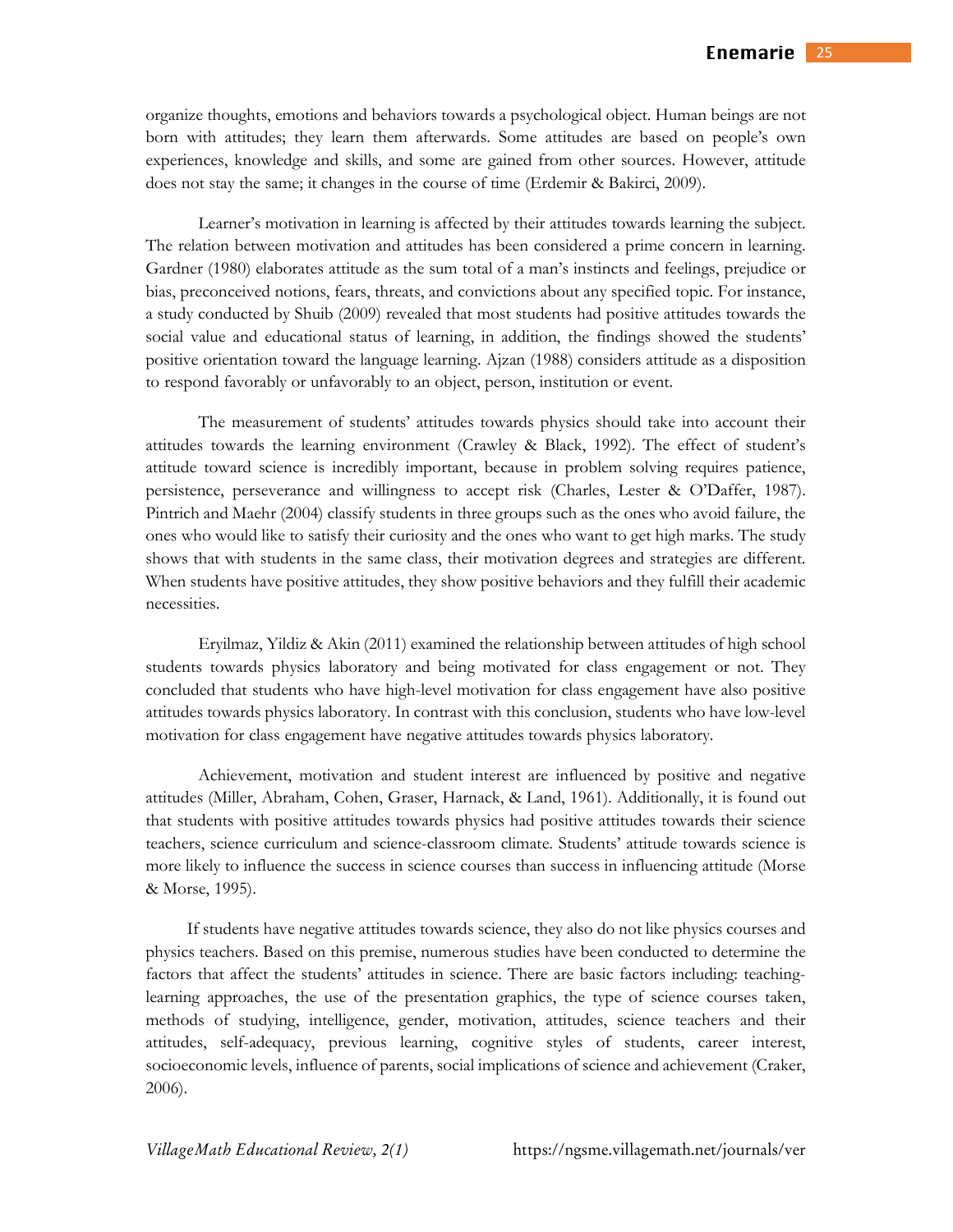organize thoughts, emotions and behaviors towards a psychological object. Human beings are not born with attitudes; they learn them afterwards. Some attitudes are based on people's own experiences, knowledge and skills, and some are gained from other sources. However, attitude does not stay the same; it changes in the course of time (Erdemir & Bakirci, 2009).

Learner's motivation in learning is affected by their attitudes towards learning the subject. The relation between motivation and attitudes has been considered a prime concern in learning. Gardner (1980) elaborates attitude as the sum total of a man's instincts and feelings, prejudice or bias, preconceived notions, fears, threats, and convictions about any specified topic. For instance, a study conducted by Shuib (2009) revealed that most students had positive attitudes towards the social value and educational status of learning, in addition, the findings showed the students' positive orientation toward the language learning. Ajzan (1988) considers attitude as a disposition to respond favorably or unfavorably to an object, person, institution or event.

The measurement of students' attitudes towards physics should take into account their attitudes towards the learning environment (Crawley & Black, 1992). The effect of student's attitude toward science is incredibly important, because in problem solving requires patience, persistence, perseverance and willingness to accept risk (Charles, Lester & O'Daffer, 1987). Pintrich and Maehr (2004) classify students in three groups such as the ones who avoid failure, the ones who would like to satisfy their curiosity and the ones who want to get high marks. The study shows that with students in the same class, their motivation degrees and strategies are different. When students have positive attitudes, they show positive behaviors and they fulfill their academic necessities.

Eryilmaz, Yildiz & Akin (2011) examined the relationship between attitudes of high school students towards physics laboratory and being motivated for class engagement or not. They concluded that students who have high-level motivation for class engagement have also positive attitudes towards physics laboratory. In contrast with this conclusion, students who have low-level motivation for class engagement have negative attitudes towards physics laboratory.

Achievement, motivation and student interest are influenced by positive and negative attitudes (Miller, Abraham, Cohen, Graser, Harnack, & Land, 1961). Additionally, it is found out that students with positive attitudes towards physics had positive attitudes towards their science teachers, science curriculum and science-classroom climate. Students' attitude towards science is more likely to influence the success in science courses than success in influencing attitude (Morse & Morse, 1995).

If students have negative attitudes towards science, they also do not like physics courses and physics teachers. Based on this premise, numerous studies have been conducted to determine the factors that affect the students' attitudes in science. There are basic factors including: teaching-learning approaches, the use of the presentation graphics, the type of science courses taken, methods of studying, intelligence, gender, motivation, attitudes, science teachers and their attitudes, self-adequacy, previous learning, cognitive styles of students, career interest, socioeconomic levels, influence of parents, social implications of science and achievement (Craker, 2006).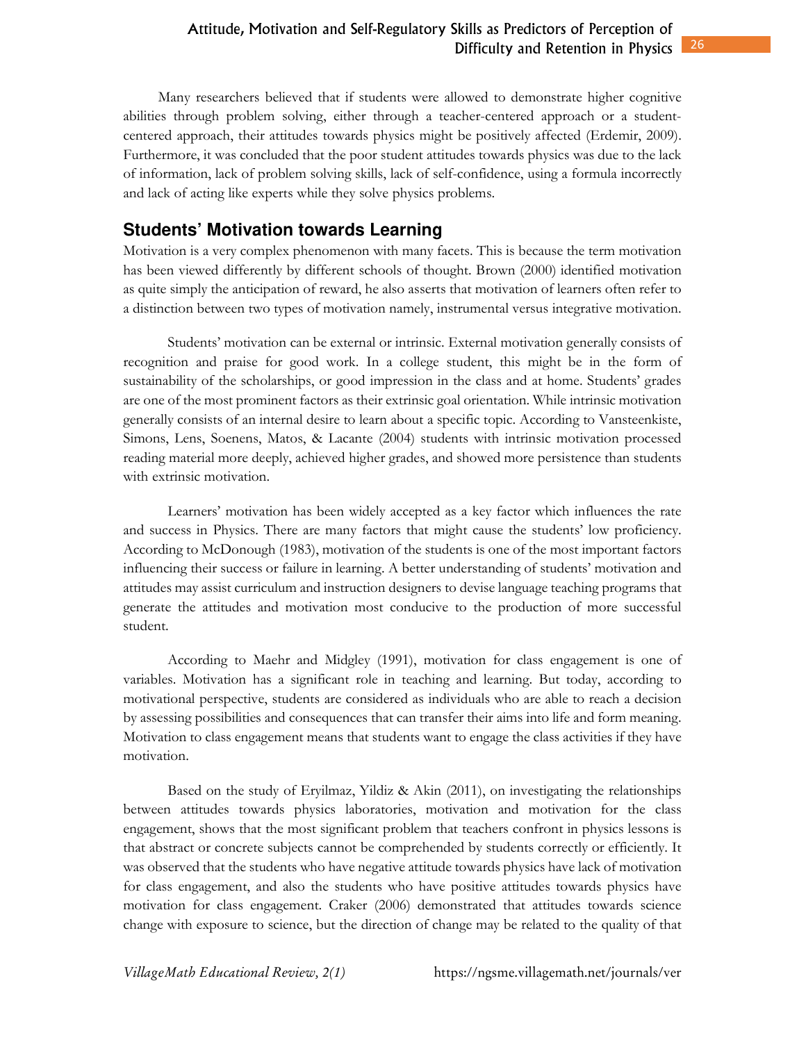Many researchers believed that if students were allowed to demonstrate higher cognitive abilities through problem solving, either through a teacher-centered approach or a student-centered approach, their attitudes towards physics might be positively affected (Erdemir, 2009). Furthermore, it was concluded that the poor student attitudes towards physics was due to the lack of information, lack of problem solving skills, lack of self-confidence, using a formula incorrectly and lack of acting like experts while they solve physics problems.

## Students' Motivation towards Learning

Motivation is a very complex phenomenon with many facets. This is because the term motivation has been viewed differently by different schools of thought. Brown (2000) identified motivation as quite simply the anticipation of reward, he also asserts that motivation of learners often refer to a distinction between two types of motivation namely, instrumental versus integrative motivation.

Students' motivation can be external or intrinsic. External motivation generally consists of recognition and praise for good work. In a college student, this might be in the form of sustainability of the scholarships, or good impression in the class and at home. Students' grades are one of the most prominent factors as their extrinsic goal orientation. While intrinsic motivation generally consists of an internal desire to learn about a specific topic. According to Vansteenkiste, Simons, Lens, Soenens, Matos, & Lacante (2004) students with intrinsic motivation processed reading material more deeply, achieved higher grades, and showed more persistence than students with extrinsic motivation.

Learners' motivation has been widely accepted as a key factor which influences the rate and success in Physics. There are many factors that might cause the students' low proficiency. According to McDonough (1983), motivation of the students is one of the most important factors influencing their success or failure in learning. A better understanding of students' motivation and attitudes may assist curriculum and instruction designers to devise language teaching programs that generate the attitudes and motivation most conducive to the production of more successful student.

According to Maehr and Midgley (1991), motivation for class engagement is one of variables. Motivation has a significant role in teaching and learning. But today, according to motivational perspective, students are considered as individuals who are able to reach a decision by assessing possibilities and consequences that can transfer their aims into life and form meaning. Motivation to class engagement means that students want to engage the class activities if they have motivation.

Based on the study of Eryilmaz, Yildiz & Akin (2011), on investigating the relationships between attitudes towards physics laboratories, motivation and motivation for the class engagement, shows that the most significant problem that teachers confront in physics lessons is that abstract or concrete subjects cannot be comprehended by students correctly or efficiently. It was observed that the students who have negative attitude towards physics have lack of motivation for class engagement, and also the students who have positive attitudes towards physics have motivation for class engagement. Craker (2006) demonstrated that attitudes towards science change with exposure to science, but the direction of change may be related to the quality of that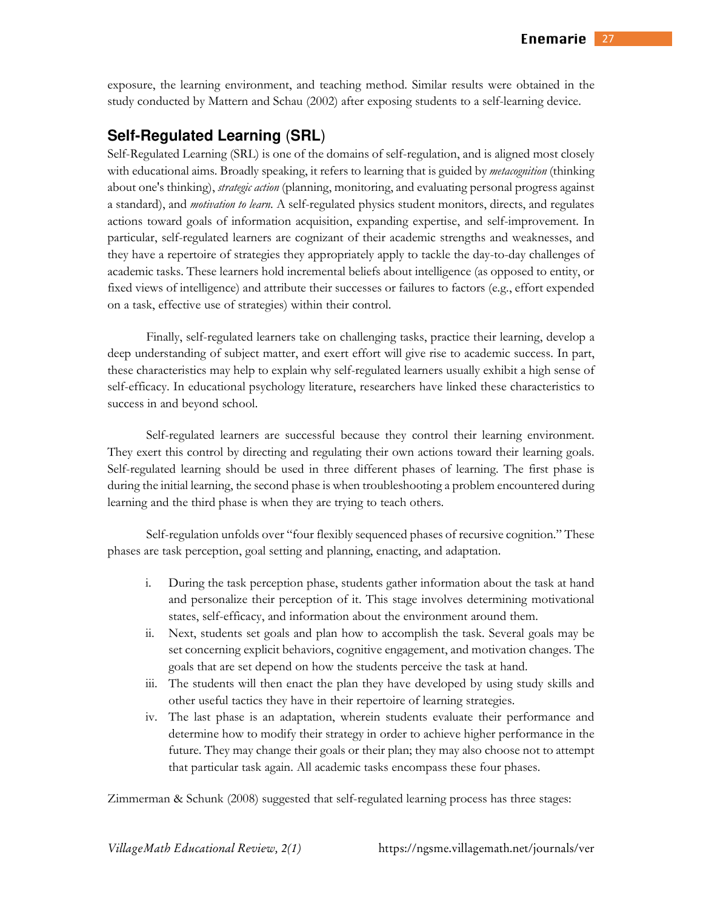exposure, the learning environment, and teaching method. Similar results were obtained in the study conducted by Mattern and Schau (2002) after exposing students to a self-learning device.

## Self-Regulated Learning (SRL)

Self-Regulated Learning (SRL) is one of the domains of self-regulation, and is aligned most closely with educational aims. Broadly speaking, it refers to learning that is guided by *metacognition* (thinking about one's thinking), *strategic action* (planning, monitoring, and evaluating personal progress against a standard), and *motivation to learn*. A self-regulated physics student monitors, directs, and regulates actions toward goals of information acquisition, expanding expertise, and self-improvement. In particular, self-regulated learners are cognizant of their academic strengths and weaknesses, and they have a repertoire of strategies they appropriately apply to tackle the day-to-day challenges of academic tasks. These learners hold incremental beliefs about intelligence (as opposed to entity, or fixed views of intelligence) and attribute their successes or failures to factors (e.g., effort expended on a task, effective use of strategies) within their control.

Finally, self-regulated learners take on challenging tasks, practice their learning, develop a deep understanding of subject matter, and exert effort will give rise to academic success. In part, these characteristics may help to explain why self-regulated learners usually exhibit a high sense of self-efficacy. In educational psychology literature, researchers have linked these characteristics to success in and beyond school.

Self-regulated learners are successful because they control their learning environment. They exert this control by directing and regulating their own actions toward their learning goals. Self-regulated learning should be used in three different phases of learning. The first phase is during the initial learning, the second phase is when troubleshooting a problem encountered during learning and the third phase is when they are trying to teach others.

Self-regulation unfolds over "four flexibly sequenced phases of recursive cognition." These phases are task perception, goal setting and planning, enacting, and adaptation.

i. During the task perception phase, students gather information about the task at hand and personalize their perception of it. This stage involves determining motivational states, self-efficacy, and information about the environment around them.
ii. Next, students set goals and plan how to accomplish the task. Several goals may be set concerning explicit behaviors, cognitive engagement, and motivation changes. The goals that are set depend on how the students perceive the task at hand.
iii. The students will then enact the plan they have developed by using study skills and other useful tactics they have in their repertoire of learning strategies.
iv. The last phase is an adaptation, wherein students evaluate their performance and determine how to modify their strategy in order to achieve higher performance in the future. They may change their goals or their plan; they may also choose not to attempt that particular task again. All academic tasks encompass these four phases.

Zimmerman & Schunk (2008) suggested that self-regulated learning process has three stages: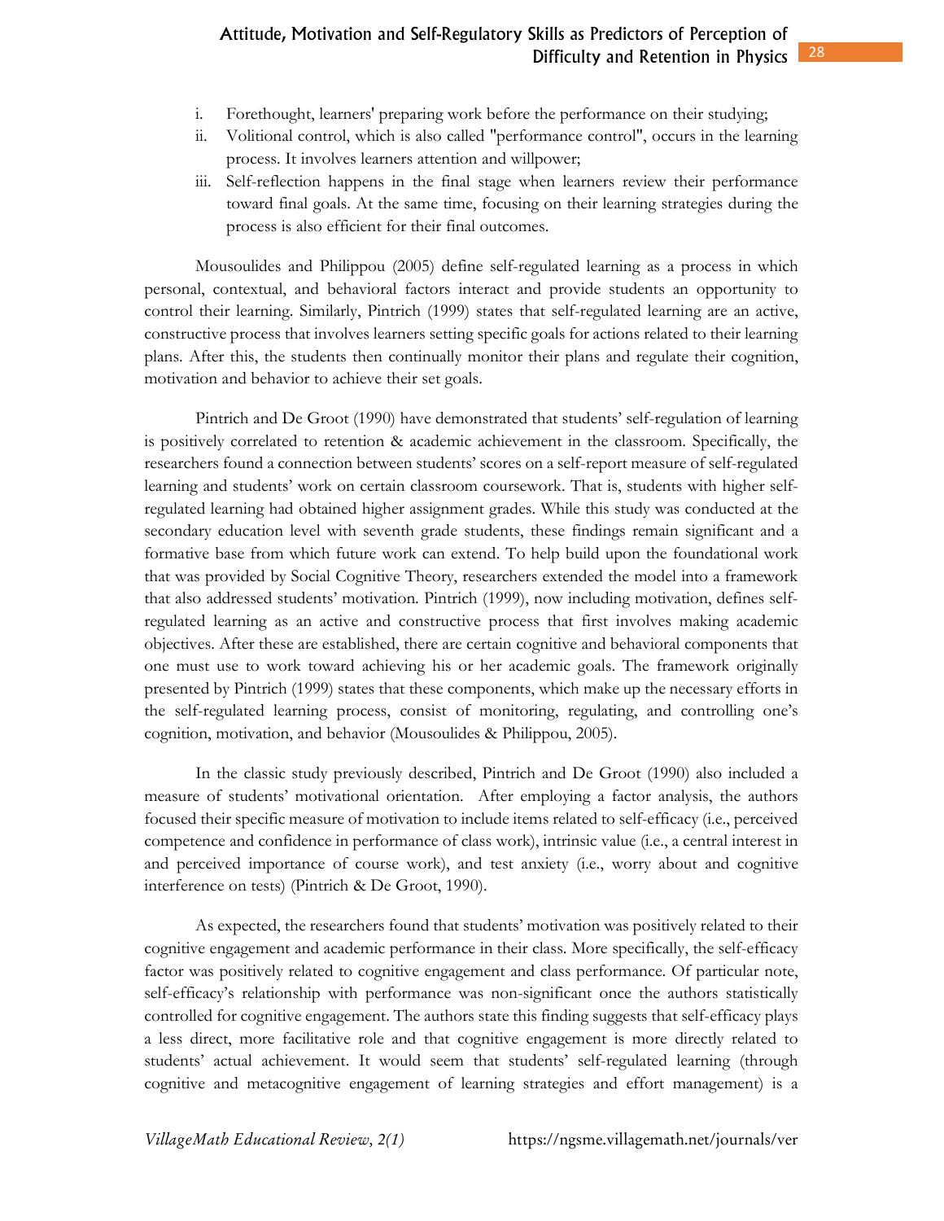i. Forethought, learners' preparing work before the performance on their studying;
ii. Volitional control, which is also called "performance control", occurs in the learning process. It involves learners attention and willpower;
iii. Self-reflection happens in the final stage when learners review their performance toward final goals. At the same time, focusing on their learning strategies during the process is also efficient for their final outcomes.

Mousoulides and Philippou (2005) define self-regulated learning as a process in which personal, contextual, and behavioral factors interact and provide students an opportunity to control their learning. Similarly, Pintrich (1999) states that self-regulated learning are an active, constructive process that involves learners setting specific goals for actions related to their learning plans. After this, the students then continually monitor their plans and regulate their cognition, motivation and behavior to achieve their set goals.

Pintrich and De Groot (1990) have demonstrated that students' self-regulation of learning is positively correlated to retention & academic achievement in the classroom. Specifically, the researchers found a connection between students' scores on a self-report measure of self-regulated learning and students' work on certain classroom coursework. That is, students with higher self-regulated learning had obtained higher assignment grades. While this study was conducted at the secondary education level with seventh grade students, these findings remain significant and a formative base from which future work can extend. To help build upon the foundational work that was provided by Social Cognitive Theory, researchers extended the model into a framework that also addressed students' motivation. Pintrich (1999), now including motivation, defines self-regulated learning as an active and constructive process that first involves making academic objectives. After these are established, there are certain cognitive and behavioral components that one must use to work toward achieving his or her academic goals. The framework originally presented by Pintrich (1999) states that these components, which make up the necessary efforts in the self-regulated learning process, consist of monitoring, regulating, and controlling one's cognition, motivation, and behavior (Mousoulides & Philippou, 2005).

In the classic study previously described, Pintrich and De Groot (1990) also included a measure of students' motivational orientation. After employing a factor analysis, the authors focused their specific measure of motivation to include items related to self-efficacy (i.e., perceived competence and confidence in performance of class work), intrinsic value (i.e., a central interest in and perceived importance of course work), and test anxiety (i.e., worry about and cognitive interference on tests) (Pintrich & De Groot, 1990).

As expected, the researchers found that students' motivation was positively related to their cognitive engagement and academic performance in their class. More specifically, the self-efficacy factor was positively related to cognitive engagement and class performance. Of particular note, self-efficacy's relationship with performance was non-significant once the authors statistically controlled for cognitive engagement. The authors state this finding suggests that self-efficacy plays a less direct, more facilitative role and that cognitive engagement is more directly related to students' actual achievement. It would seem that students' self-regulated learning (through cognitive and metacognitive engagement of learning strategies and effort management) is a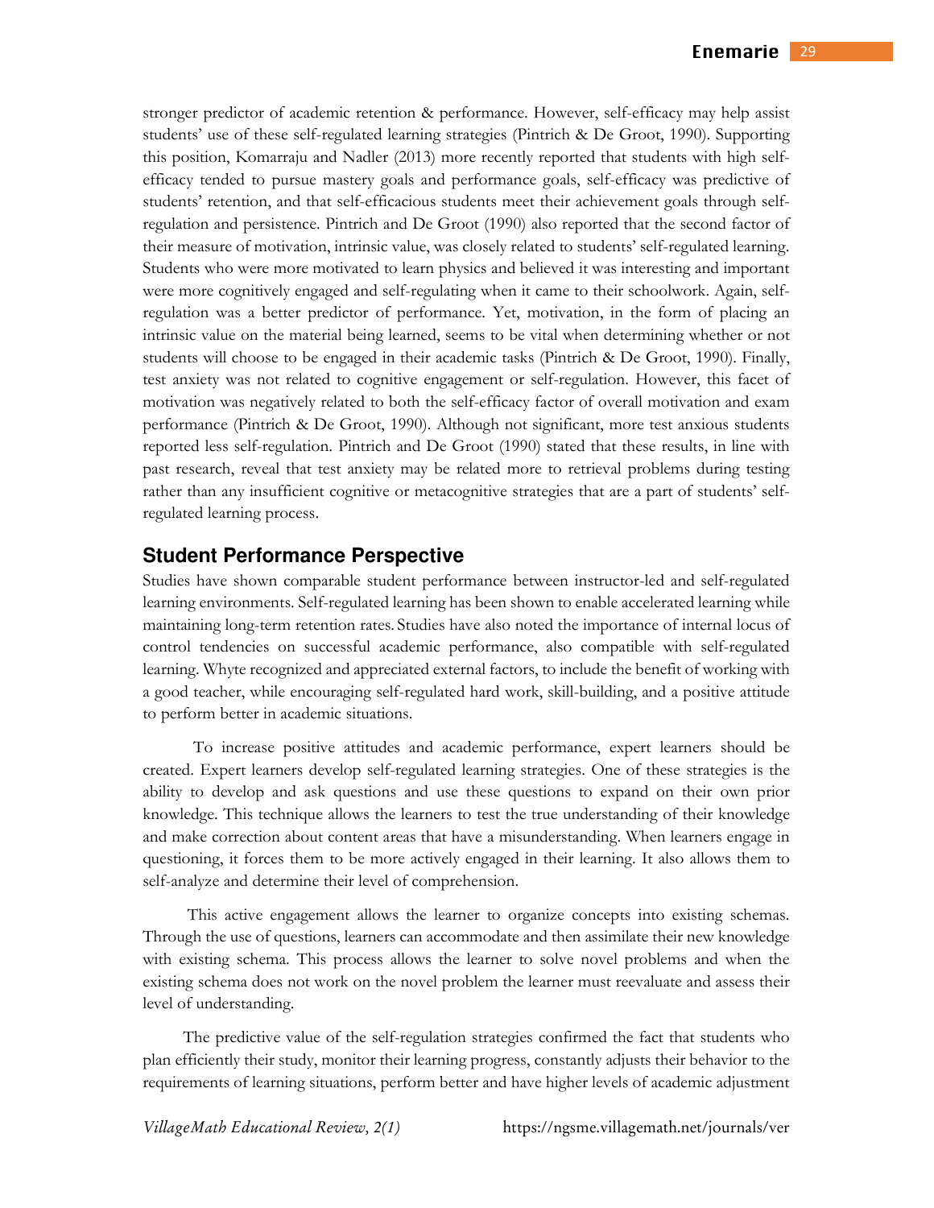stronger predictor of academic retention & performance. However, self-efficacy may help assist students' use of these self-regulated learning strategies (Pintrich & De Groot, 1990). Supporting this position, Komarraju and Nadler (2013) more recently reported that students with high self-efficacy tended to pursue mastery goals and performance goals, self-efficacy was predictive of students' retention, and that self-efficacious students meet their achievement goals through self-regulation and persistence. Pintrich and De Groot (1990) also reported that the second factor of their measure of motivation, intrinsic value, was closely related to students' self-regulated learning. Students who were more motivated to learn physics and believed it was interesting and important were more cognitively engaged and self-regulating when it came to their schoolwork. Again, self-regulation was a better predictor of performance. Yet, motivation, in the form of placing an intrinsic value on the material being learned, seems to be vital when determining whether or not students will choose to be engaged in their academic tasks (Pintrich & De Groot, 1990). Finally, test anxiety was not related to cognitive engagement or self-regulation. However, this facet of motivation was negatively related to both the self-efficacy factor of overall motivation and exam performance (Pintrich & De Groot, 1990). Although not significant, more test anxious students reported less self-regulation. Pintrich and De Groot (1990) stated that these results, in line with past research, reveal that test anxiety may be related more to retrieval problems during testing rather than any insufficient cognitive or metacognitive strategies that are a part of students' self-regulated learning process.

## Student Performance Perspective

Studies have shown comparable student performance between instructor-led and self-regulated learning environments. Self-regulated learning has been shown to enable accelerated learning while maintaining long-term retention rates. Studies have also noted the importance of internal locus of control tendencies on successful academic performance, also compatible with self-regulated learning. Whyte recognized and appreciated external factors, to include the benefit of working with a good teacher, while encouraging self-regulated hard work, skill-building, and a positive attitude to perform better in academic situations.

To increase positive attitudes and academic performance, expert learners should be created. Expert learners develop self-regulated learning strategies. One of these strategies is the ability to develop and ask questions and use these questions to expand on their own prior knowledge. This technique allows the learners to test the true understanding of their knowledge and make correction about content areas that have a misunderstanding. When learners engage in questioning, it forces them to be more actively engaged in their learning. It also allows them to self-analyze and determine their level of comprehension.

This active engagement allows the learner to organize concepts into existing schemas. Through the use of questions, learners can accommodate and then assimilate their new knowledge with existing schema. This process allows the learner to solve novel problems and when the existing schema does not work on the novel problem the learner must reevaluate and assess their level of understanding.

The predictive value of the self-regulation strategies confirmed the fact that students who plan efficiently their study, monitor their learning progress, constantly adjusts their behavior to the requirements of learning situations, perform better and have higher levels of academic adjustment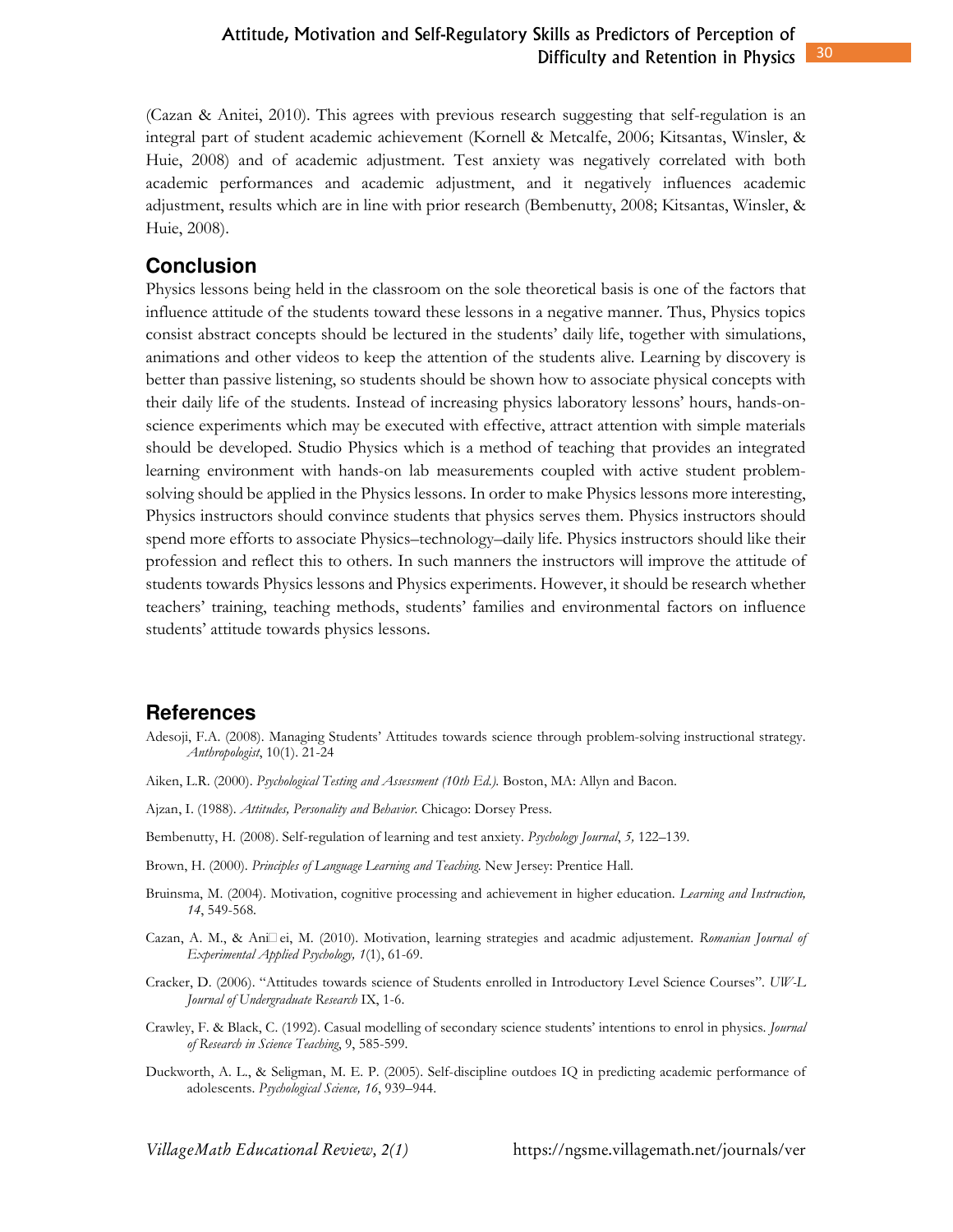(Cazan & Anitei, 2010). This agrees with previous research suggesting that self-regulation is an integral part of student academic achievement (Kornell & Metcalfe, 2006; Kitsantas, Winsler, & Huie, 2008) and of academic adjustment. Test anxiety was negatively correlated with both academic performances and academic adjustment, and it negatively influences academic adjustment, results which are in line with prior research (Bembenutty, 2008; Kitsantas, Winsler, & Huie, 2008).

## Conclusion

Physics lessons being held in the classroom on the sole theoretical basis is one of the factors that influence attitude of the students toward these lessons in a negative manner. Thus, Physics topics consist abstract concepts should be lectured in the students' daily life, together with simulations, animations and other videos to keep the attention of the students alive. Learning by discovery is better than passive listening, so students should be shown how to associate physical concepts with their daily life of the students. Instead of increasing physics laboratory lessons' hours, hands-on-science experiments which may be executed with effective, attract attention with simple materials should be developed. Studio Physics which is a method of teaching that provides an integrated learning environment with hands-on lab measurements coupled with active student problem-solving should be applied in the Physics lessons. In order to make Physics lessons more interesting, Physics instructors should convince students that physics serves them. Physics instructors should spend more efforts to associate Physics–technology–daily life. Physics instructors should like their profession and reflect this to others. In such manners the instructors will improve the attitude of students towards Physics lessons and Physics experiments. However, it should be research whether teachers' training, teaching methods, students' families and environmental factors on influence students' attitude towards physics lessons.

## References

Adesoji, F.A. (2008). Managing Students' Attitudes towards science through problem-solving instructional strategy. *Anthropologist*, 10(1). 21-24

Aiken, L.R. (2000). *Psychological Testing and Assessment (10th Ed.).* Boston, MA: Allyn and Bacon.

Ajzan, I. (1988). *Attitudes, Personality and Behavior.* Chicago: Dorsey Press.

Bembenutty, H. (2008). Self-regulation of learning and test anxiety. *Psychology Journal*, *5,* 122–139.

Brown, H. (2000). *Principles of Language Learning and Teaching.* New Jersey: Prentice Hall.

Bruinsma, M. (2004). Motivation, cognitive processing and achievement in higher education. *Learning and Instruction, 14*, 549-568.

Cazan, A. M., & Ani□ei, M. (2010). Motivation, learning strategies and acadmic adjustement. *Romanian Journal of Experimental Applied Psychology, 1*(1), 61-69.

Cracker, D. (2006). "Attitudes towards science of Students enrolled in Introductory Level Science Courses". *UW-L Journal of Undergraduate Research* IX, 1-6.

Crawley, F. & Black, C. (1992). Casual modelling of secondary science students' intentions to enrol in physics. *Journal of Research in Science Teaching*, 9, 585-599.

Duckworth, A. L., & Seligman, M. E. P. (2005). Self-discipline outdoes IQ in predicting academic performance of adolescents. *Psychological Science, 16*, 939–944.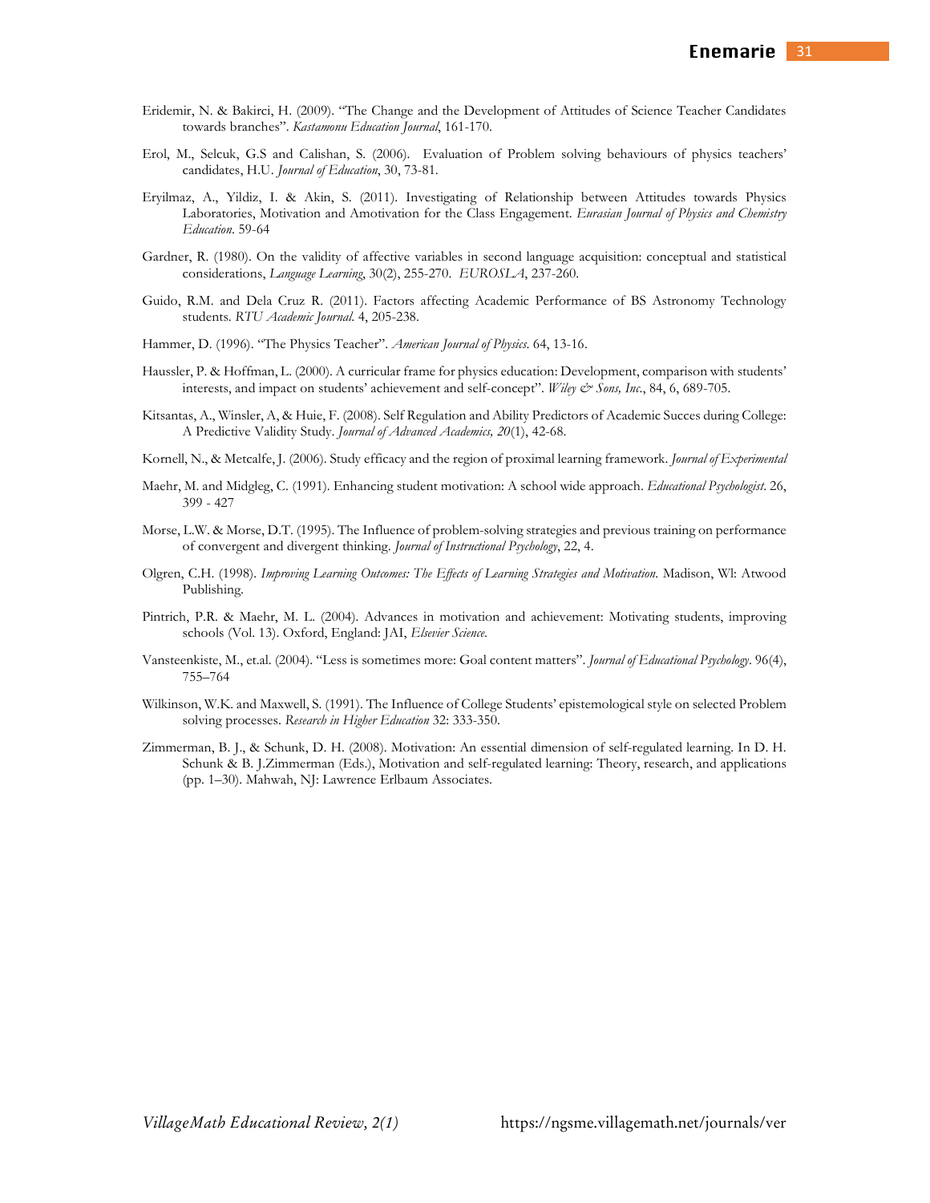Eridemir, N. & Bakirci, H. (2009). "The Change and the Development of Attitudes of Science Teacher Candidates towards branches". *Kastamonu Education Journal*, 161-170.

Erol, M., Selcuk, G.S and Calishan, S. (2006). Evaluation of Problem solving behaviours of physics teachers' candidates, H.U. *Journal of Education*, 30, 73-81.

Eryilmaz, A., Yildiz, I. & Akin, S. (2011). Investigating of Relationship between Attitudes towards Physics Laboratories, Motivation and Amotivation for the Class Engagement. *Eurasian Journal of Physics and Chemistry Education*. 59-64

Gardner, R. (1980). On the validity of affective variables in second language acquisition: conceptual and statistical considerations, *Language Learning*, 30(2), 255-270. *EUROSLA*, 237-260.

Guido, R.M. and Dela Cruz R. (2011). Factors affecting Academic Performance of BS Astronomy Technology students. *RTU Academic Journal*. 4, 205-238.

Hammer, D. (1996). "The Physics Teacher". *American Journal of Physics*. 64, 13-16.

Haussler, P. & Hoffman, L. (2000). A curricular frame for physics education: Development, comparison with students' interests, and impact on students' achievement and self-concept". *Wiley & Sons, Inc.*, 84, 6, 689-705.

Kitsantas, A., Winsler, A, & Huie, F. (2008). Self Regulation and Ability Predictors of Academic Succes during College: A Predictive Validity Study. *Journal of Advanced Academics, 20*(1), 42-68.

Kornell, N., & Metcalfe, J. (2006). Study efficacy and the region of proximal learning framework. *Journal of Experimental*

Maehr, M. and Midgleg, C. (1991). Enhancing student motivation: A school wide approach. *Educational Psychologist*. 26, 399 - 427

Morse, L.W. & Morse, D.T. (1995). The Influence of problem-solving strategies and previous training on performance of convergent and divergent thinking. *Journal of Instructional Psychology*, 22, 4.

Olgren, C.H. (1998). *Improving Learning Outcomes: The Effects of Learning Strategies and Motivation*. Madison, Wl: Atwood Publishing.

Pintrich, P.R. & Maehr, M. L. (2004). Advances in motivation and achievement: Motivating students, improving schools (Vol. 13). Oxford, England: JAI, *Elsevier Science*.

Vansteenkiste, M., et.al. (2004). "Less is sometimes more: Goal content matters". *Journal of Educational Psychology*. 96(4), 755–764

Wilkinson, W.K. and Maxwell, S. (1991). The Influence of College Students' epistemological style on selected Problem solving processes. *Research in Higher Education* 32: 333-350.

Zimmerman, B. J., & Schunk, D. H. (2008). Motivation: An essential dimension of self-regulated learning. In D. H. Schunk & B. J.Zimmerman (Eds.), Motivation and self-regulated learning: Theory, research, and applications (pp. 1–30). Mahwah, NJ: Lawrence Erlbaum Associates.